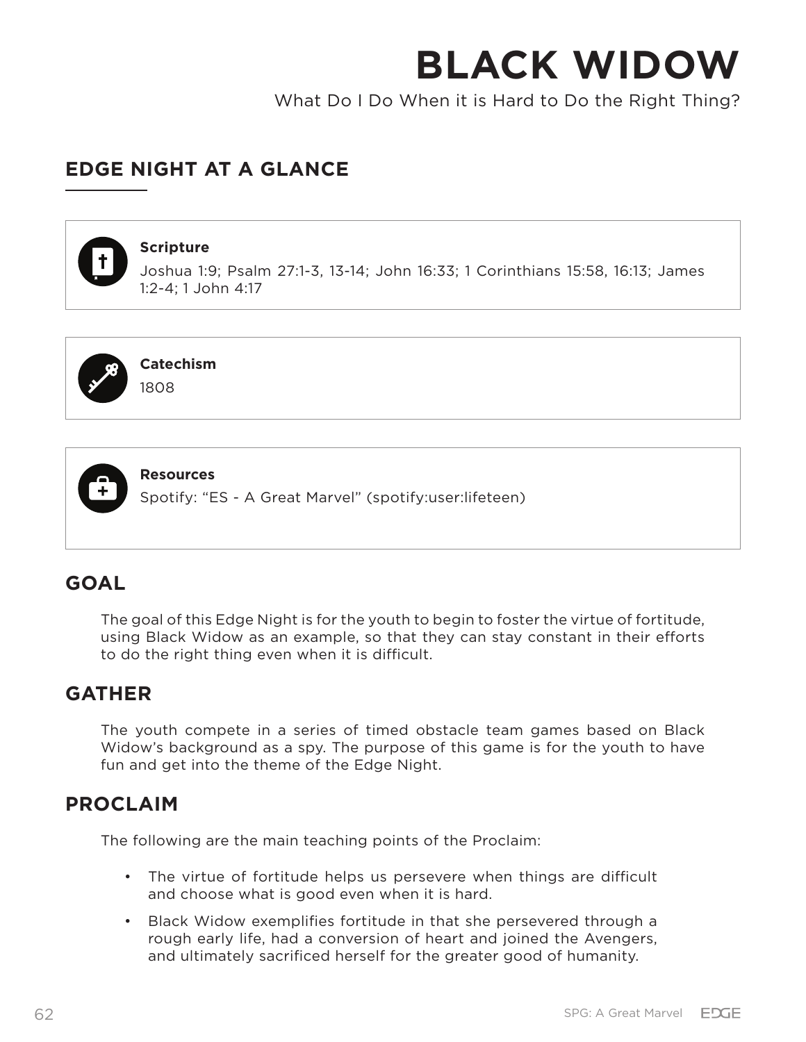# BLACK WIDOW

What Do I Do When it is Hard to Do the Right Thing?

## EDGE NIGHT AT A GLANCE

**Scripture**

Joshua 1:9; Psalm 27:1-3, 13-14; John 16:33; 1 Corinthians 15:58, 16:13; James 1:2-4; 1 John 4:17

**Catechism**

1808

**Resources**

Spotify: "ES - A Great Marvel" (spotify:user:lifeteen)

## GOAL

The goal of this Edge Night is for the youth to begin to foster the virtue of fortitude, using Black Widow as an example, so that they can stay constant in their efforts to do the right thing even when it is difficult.

## GATHER

The youth compete in a series of timed obstacle team games based on Black Widow's background as a spy. The purpose of this game is for the youth to have fun and get into the theme of the Edge Night.

## PROCLAIM

The following are the main teaching points of the Proclaim:

- The virtue of fortitude helps us persevere when things are difficult and choose what is good even when it is hard.
- Black Widow exemplifies fortitude in that she persevered through a rough early life, had a conversion of heart and joined the Avengers, and ultimately sacrificed herself for the greater good of humanity.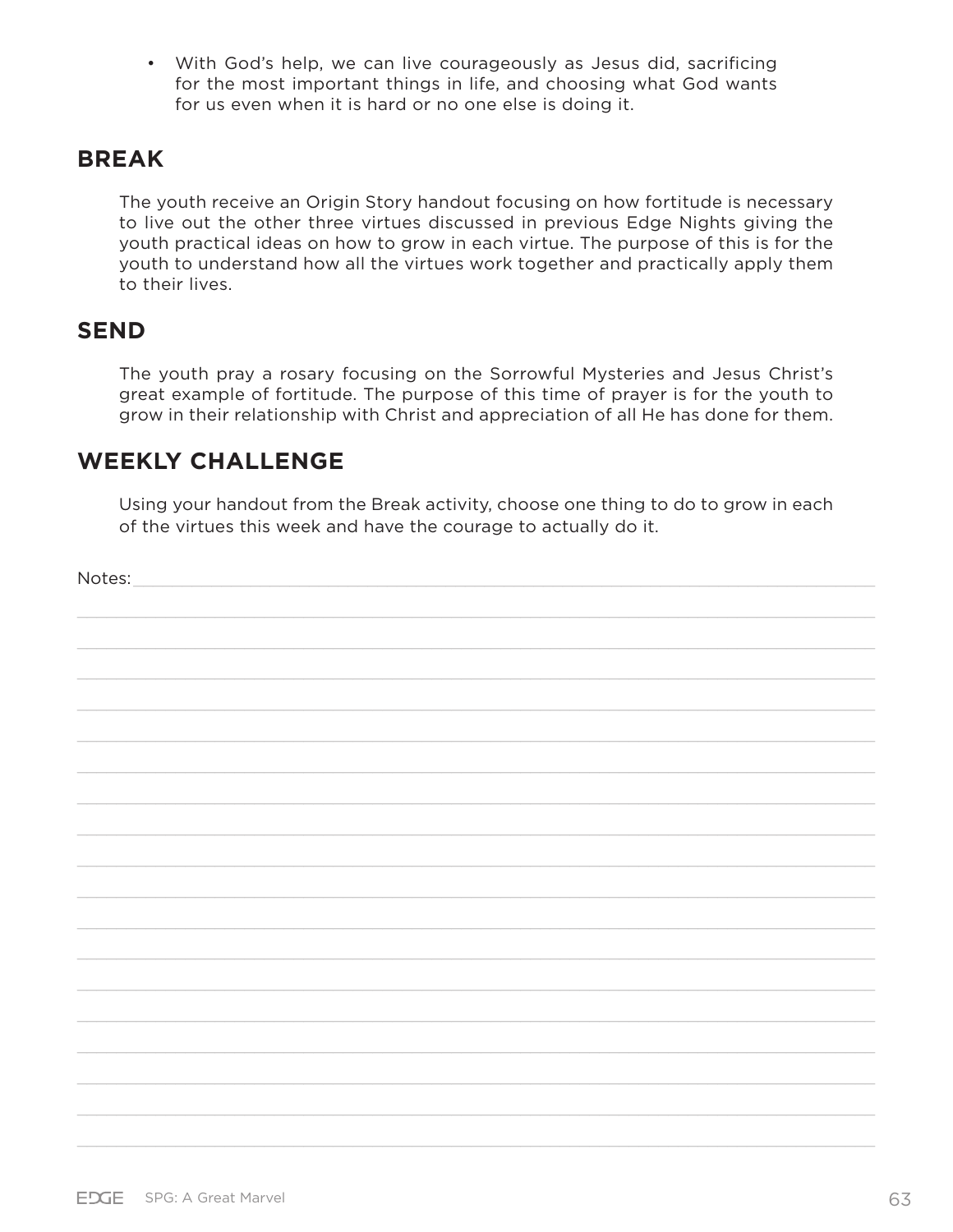- With God's help, we can live courageously as Jesus did, sacrificing for the most important things in life, and choosing what God wants for us even when it is hard or no one else is doing it.

## BREAK

The youth receive an Origin Story handout focusing on how fortitude is necessary to live out the other three virtues discussed in previous Edge Nights giving the youth practical ideas on how to grow in each virtue. The purpose of this is for the youth to understand how all the virtues work together and practically apply them to their lives.

## SEND

The youth pray a rosary focusing on the Sorrowful Mysteries and Jesus Christ's great example of fortitude. The purpose of this time of prayer is for the youth to grow in their relationship with Christ and appreciation of all He has done for them.

## WEEKLY CHALLENGE

Using your handout from the Break activity, choose one thing to do to grow in each of the virtues this week and have the courage to actually do it.

Notes: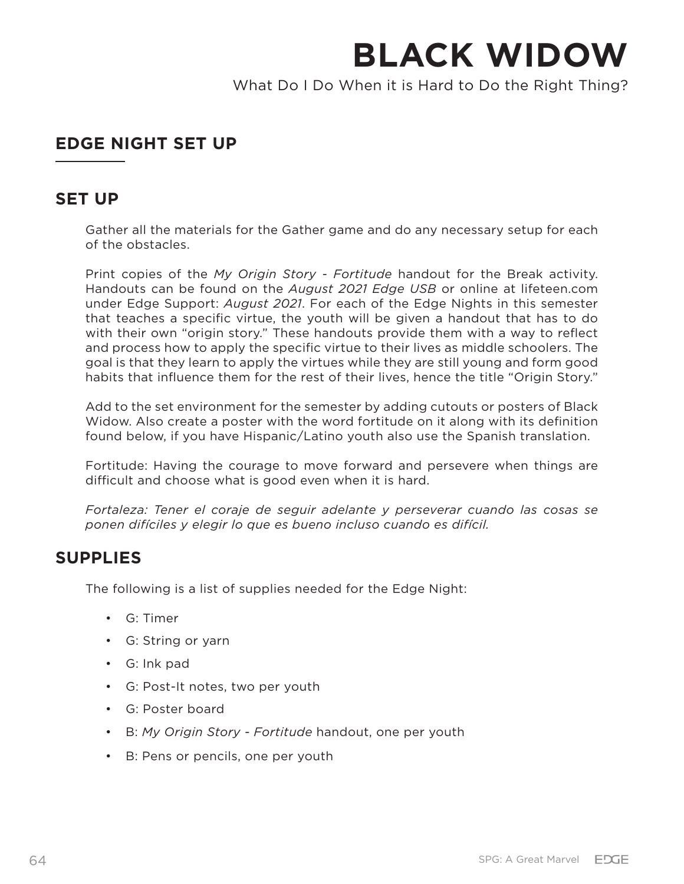# BLACK WIDOW

What Do I Do When it is Hard to Do the Right Thing?

## EDGE NIGHT SET UP

## SET UP

Gather all the materials for the Gather game and do any necessary setup for each of the obstacles.

Print copies of the *My Origin Story - Fortitude* handout for the Break activity. Handouts can be found on the *August 2021 Edge USB* or online at lifeteen.com under Edge Support: *August 2021*. For each of the Edge Nights in this semester that teaches a specific virtue, the youth will be given a handout that has to do with their own "origin story." These handouts provide them with a way to reflect and process how to apply the specific virtue to their lives as middle schoolers. The goal is that they learn to apply the virtues while they are still young and form good habits that influence them for the rest of their lives, hence the title "Origin Story."

Add to the set environment for the semester by adding cutouts or posters of Black Widow. Also create a poster with the word fortitude on it along with its definition found below, if you have Hispanic/Latino youth also use the Spanish translation.

Fortitude: Having the courage to move forward and persevere when things are difficult and choose what is good even when it is hard.

*Fortaleza: Tener el coraje de seguir adelante y perseverar cuando las cosas se ponen difíciles y elegir lo que es bueno incluso cuando es difícil.*

## SUPPLIES

The following is a list of supplies needed for the Edge Night:

- G: Timer
- G: String or yarn
- G: Ink pad
- G: Post-It notes, two per youth
- G: Poster board
- B: *My Origin Story - Fortitude* handout, one per youth
- B: Pens or pencils, one per youth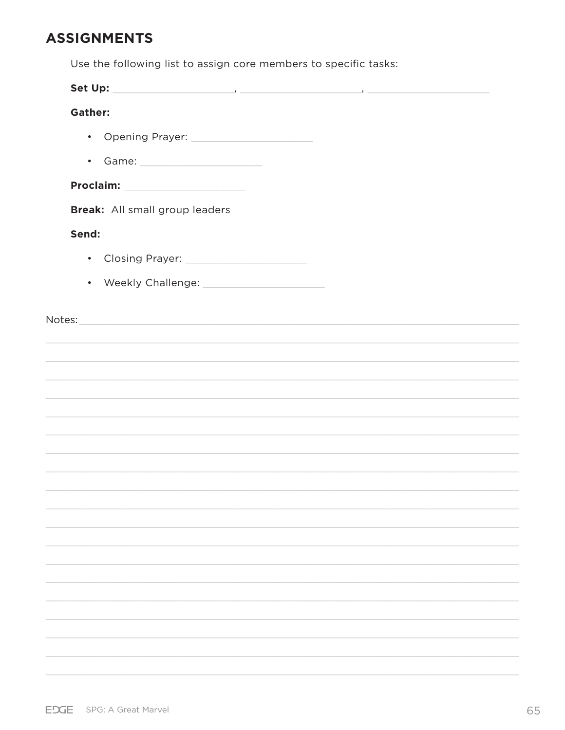## ASSIGNMENTS

Use the following list to assign core members to specific tasks:

**Set Up:** ____________________, ____________________, ____________________

**Gather:**

- Opening Prayer: ____________________
- Game: ____________________

**Proclaim:** ____________________

**Break:** All small group leaders

**Send:**

- Closing Prayer: ____________________
- Weekly Challenge: ____________________

Notes: ______________________________________________________________________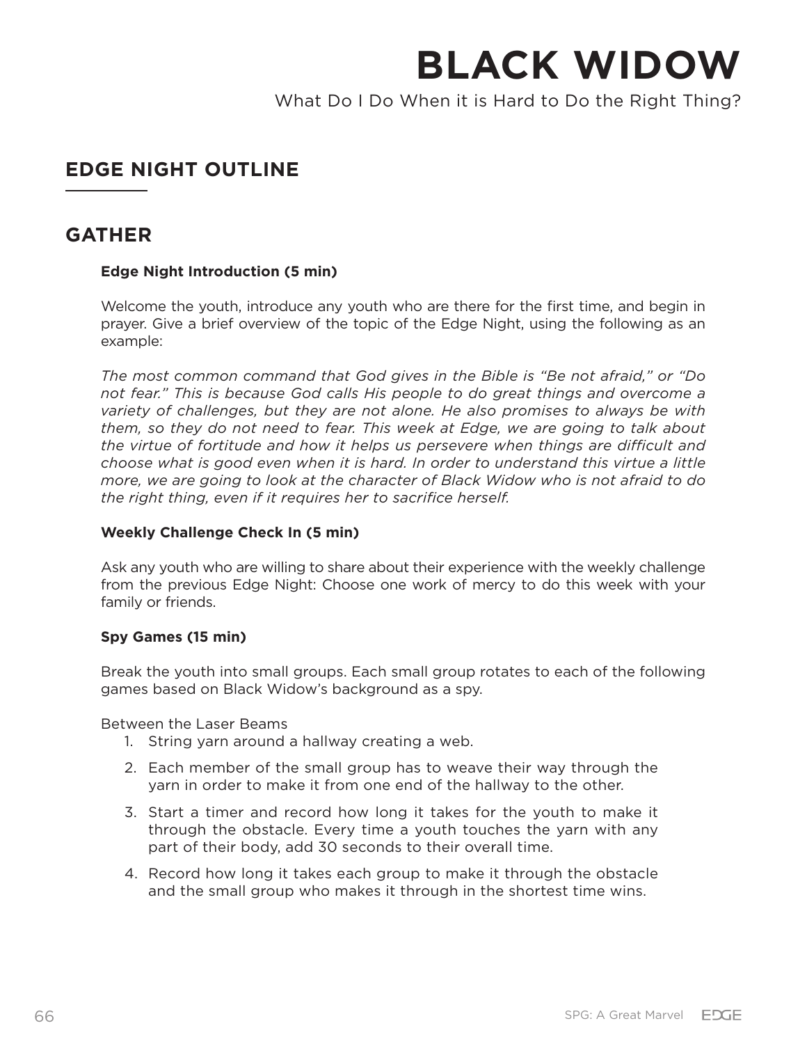# BLACK WIDOW

What Do I Do When it is Hard to Do the Right Thing?

## EDGE NIGHT OUTLINE

## GATHER

**Edge Night Introduction (5 min)**

Welcome the youth, introduce any youth who are there for the first time, and begin in prayer. Give a brief overview of the topic of the Edge Night, using the following as an example:

*The most common command that God gives in the Bible is "Be not afraid," or "Do not fear." This is because God calls His people to do great things and overcome a variety of challenges, but they are not alone. He also promises to always be with them, so they do not need to fear. This week at Edge, we are going to talk about the virtue of fortitude and how it helps us persevere when things are difficult and choose what is good even when it is hard. In order to understand this virtue a little more, we are going to look at the character of Black Widow who is not afraid to do the right thing, even if it requires her to sacrifice herself.*

**Weekly Challenge Check In (5 min)**

Ask any youth who are willing to share about their experience with the weekly challenge from the previous Edge Night: Choose one work of mercy to do this week with your family or friends.

**Spy Games (15 min)**

Break the youth into small groups. Each small group rotates to each of the following games based on Black Widow's background as a spy.

Between the Laser Beams

1. String yarn around a hallway creating a web.
2. Each member of the small group has to weave their way through the yarn in order to make it from one end of the hallway to the other.
3. Start a timer and record how long it takes for the youth to make it through the obstacle. Every time a youth touches the yarn with any part of their body, add 30 seconds to their overall time.
4. Record how long it takes each group to make it through the obstacle and the small group who makes it through in the shortest time wins.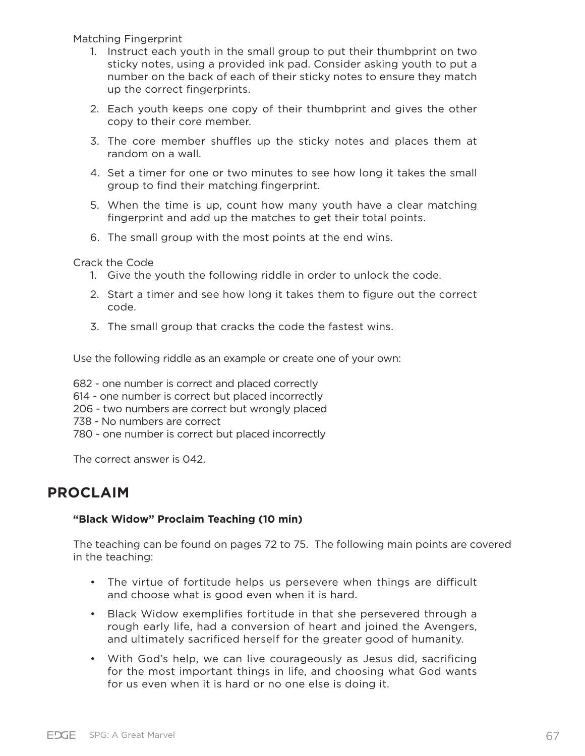Matching Fingerprint

1. Instruct each youth in the small group to put their thumbprint on two sticky notes, using a provided ink pad. Consider asking youth to put a number on the back of each of their sticky notes to ensure they match up the correct fingerprints.
2. Each youth keeps one copy of their thumbprint and gives the other copy to their core member.
3. The core member shuffles up the sticky notes and places them at random on a wall.
4. Set a timer for one or two minutes to see how long it takes the small group to find their matching fingerprint.
5. When the time is up, count how many youth have a clear matching fingerprint and add up the matches to get their total points.
6. The small group with the most points at the end wins.

Crack the Code

1. Give the youth the following riddle in order to unlock the code.
2. Start a timer and see how long it takes them to figure out the correct code.
3. The small group that cracks the code the fastest wins.

Use the following riddle as an example or create one of your own:

682 - one number is correct and placed correctly
614 - one number is correct but placed incorrectly
206 - two numbers are correct but wrongly placed
738 - No numbers are correct
780 - one number is correct but placed incorrectly

The correct answer is 042.

## PROCLAIM

**"Black Widow" Proclaim Teaching (10 min)**

The teaching can be found on pages 72 to 75. The following main points are covered in the teaching:

- The virtue of fortitude helps us persevere when things are difficult and choose what is good even when it is hard.
- Black Widow exemplifies fortitude in that she persevered through a rough early life, had a conversion of heart and joined the Avengers, and ultimately sacrificed herself for the greater good of humanity.
- With God's help, we can live courageously as Jesus did, sacrificing for the most important things in life, and choosing what God wants for us even when it is hard or no one else is doing it.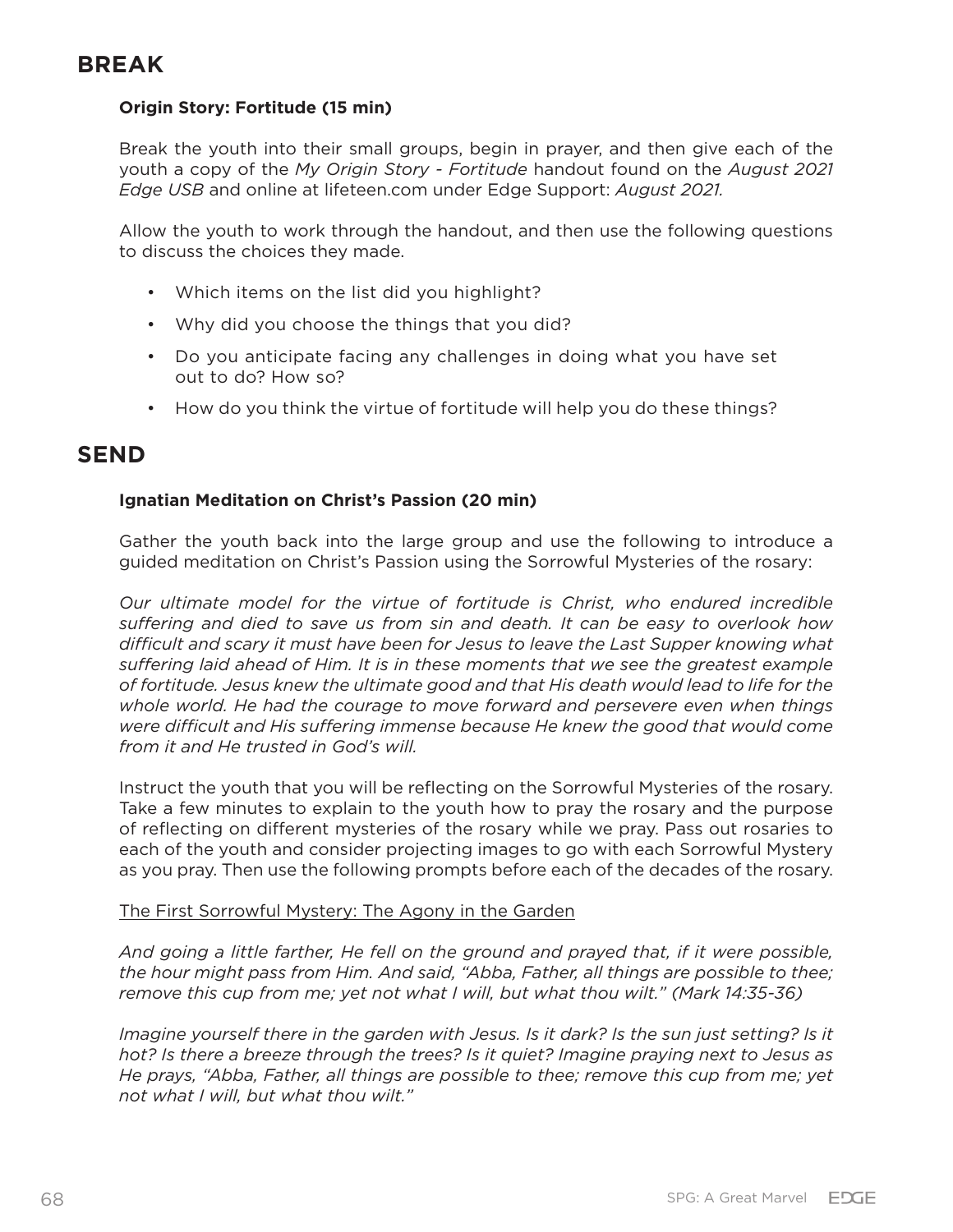## BREAK

**Origin Story: Fortitude (15 min)**

Break the youth into their small groups, begin in prayer, and then give each of the youth a copy of the *My Origin Story - Fortitude* handout found on the *August 2021 Edge USB* and online at lifeteen.com under Edge Support: *August 2021.*

Allow the youth to work through the handout, and then use the following questions to discuss the choices they made.

- Which items on the list did you highlight?
- Why did you choose the things that you did?
- Do you anticipate facing any challenges in doing what you have set out to do? How so?
- How do you think the virtue of fortitude will help you do these things?

## SEND

**Ignatian Meditation on Christ's Passion (20 min)**

Gather the youth back into the large group and use the following to introduce a guided meditation on Christ's Passion using the Sorrowful Mysteries of the rosary:

*Our ultimate model for the virtue of fortitude is Christ, who endured incredible suffering and died to save us from sin and death. It can be easy to overlook how difficult and scary it must have been for Jesus to leave the Last Supper knowing what suffering laid ahead of Him. It is in these moments that we see the greatest example of fortitude. Jesus knew the ultimate good and that His death would lead to life for the whole world. He had the courage to move forward and persevere even when things were difficult and His suffering immense because He knew the good that would come from it and He trusted in God's will.*

Instruct the youth that you will be reflecting on the Sorrowful Mysteries of the rosary. Take a few minutes to explain to the youth how to pray the rosary and the purpose of reflecting on different mysteries of the rosary while we pray. Pass out rosaries to each of the youth and consider projecting images to go with each Sorrowful Mystery as you pray. Then use the following prompts before each of the decades of the rosary.

<u>The First Sorrowful Mystery: The Agony in the Garden</u>

*And going a little farther, He fell on the ground and prayed that, if it were possible, the hour might pass from Him. And said, "Abba, Father, all things are possible to thee; remove this cup from me; yet not what I will, but what thou wilt." (Mark 14:35-36)*

*Imagine yourself there in the garden with Jesus. Is it dark? Is the sun just setting? Is it hot? Is there a breeze through the trees? Is it quiet? Imagine praying next to Jesus as He prays, "Abba, Father, all things are possible to thee; remove this cup from me; yet not what I will, but what thou wilt."*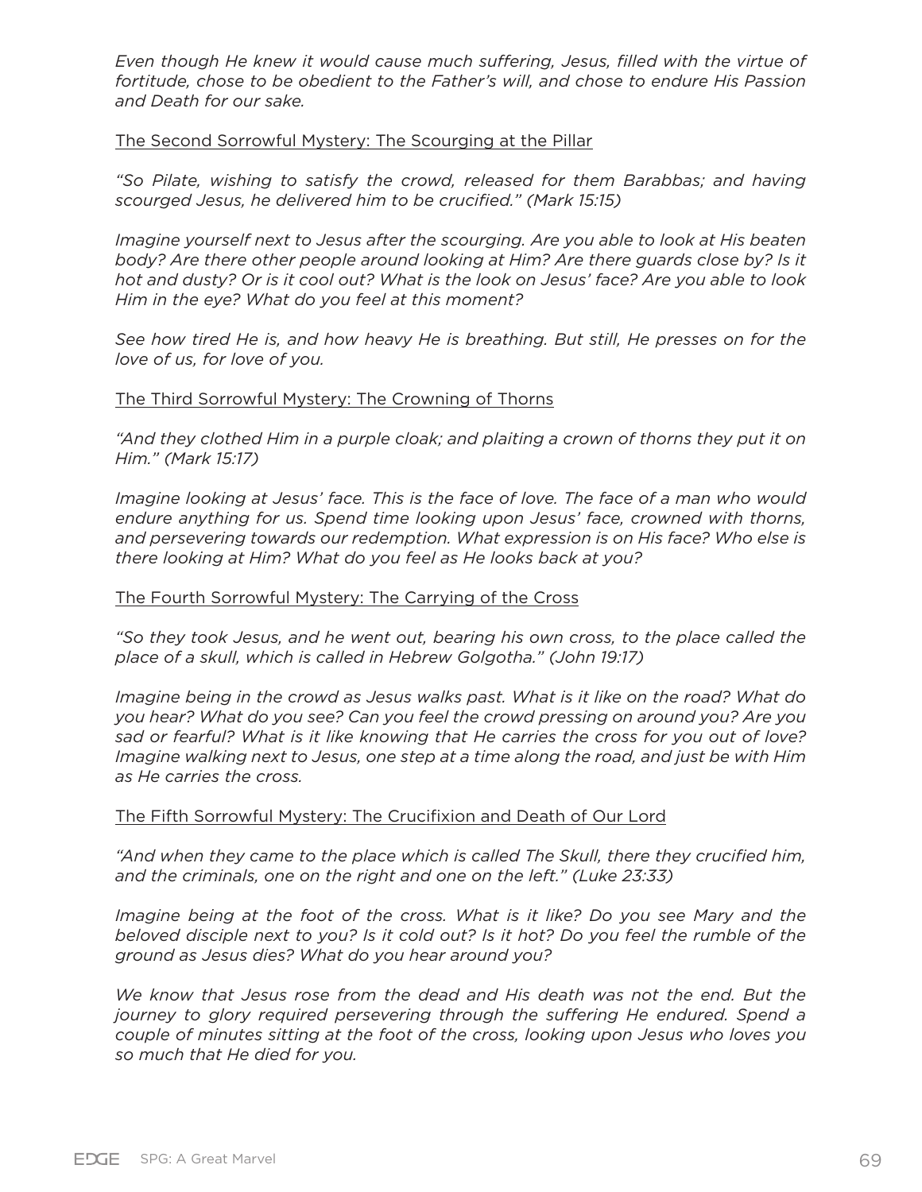*Even though He knew it would cause much suffering, Jesus, filled with the virtue of fortitude, chose to be obedient to the Father's will, and chose to endure His Passion and Death for our sake.*

<u>The Second Sorrowful Mystery: The Scourging at the Pillar</u>

*"So Pilate, wishing to satisfy the crowd, released for them Barabbas; and having scourged Jesus, he delivered him to be crucified." (Mark 15:15)*

*Imagine yourself next to Jesus after the scourging. Are you able to look at His beaten body? Are there other people around looking at Him? Are there guards close by? Is it hot and dusty? Or is it cool out? What is the look on Jesus' face? Are you able to look Him in the eye? What do you feel at this moment?*

*See how tired He is, and how heavy He is breathing. But still, He presses on for the love of us, for love of you.*

<u>The Third Sorrowful Mystery: The Crowning of Thorns</u>

*"And they clothed Him in a purple cloak; and plaiting a crown of thorns they put it on Him." (Mark 15:17)*

*Imagine looking at Jesus' face. This is the face of love. The face of a man who would endure anything for us. Spend time looking upon Jesus' face, crowned with thorns, and persevering towards our redemption. What expression is on His face? Who else is there looking at Him? What do you feel as He looks back at you?*

<u>The Fourth Sorrowful Mystery: The Carrying of the Cross</u>

*"So they took Jesus, and he went out, bearing his own cross, to the place called the place of a skull, which is called in Hebrew Golgotha." (John 19:17)*

*Imagine being in the crowd as Jesus walks past. What is it like on the road? What do you hear? What do you see? Can you feel the crowd pressing on around you? Are you sad or fearful? What is it like knowing that He carries the cross for you out of love? Imagine walking next to Jesus, one step at a time along the road, and just be with Him as He carries the cross.*

<u>The Fifth Sorrowful Mystery: The Crucifixion and Death of Our Lord</u>

*"And when they came to the place which is called The Skull, there they crucified him, and the criminals, one on the right and one on the left." (Luke 23:33)*

*Imagine being at the foot of the cross. What is it like? Do you see Mary and the beloved disciple next to you? Is it cold out? Is it hot? Do you feel the rumble of the ground as Jesus dies? What do you hear around you?*

*We know that Jesus rose from the dead and His death was not the end. But the journey to glory required persevering through the suffering He endured. Spend a couple of minutes sitting at the foot of the cross, looking upon Jesus who loves you so much that He died for you.*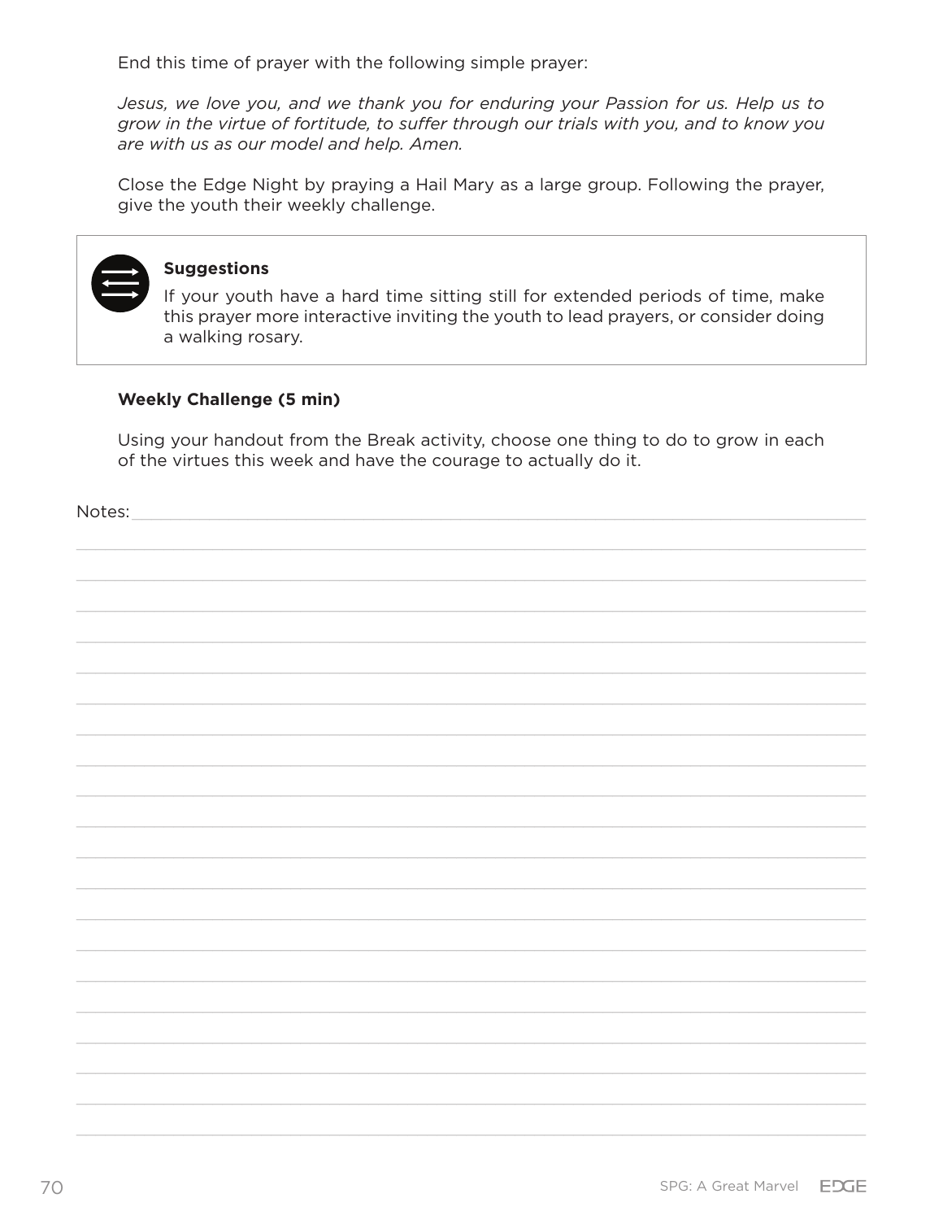End this time of prayer with the following simple prayer:

*Jesus, we love you, and we thank you for enduring your Passion for us. Help us to grow in the virtue of fortitude, to suffer through our trials with you, and to know you are with us as our model and help. Amen.*

Close the Edge Night by praying a Hail Mary as a large group. Following the prayer, give the youth their weekly challenge.

> **Suggestions**
>
> If your youth have a hard time sitting still for extended periods of time, make this prayer more interactive inviting the youth to lead prayers, or consider doing a walking rosary.

**Weekly Challenge (5 min)**

Using your handout from the Break activity, choose one thing to do to grow in each of the virtues this week and have the courage to actually do it.

Notes: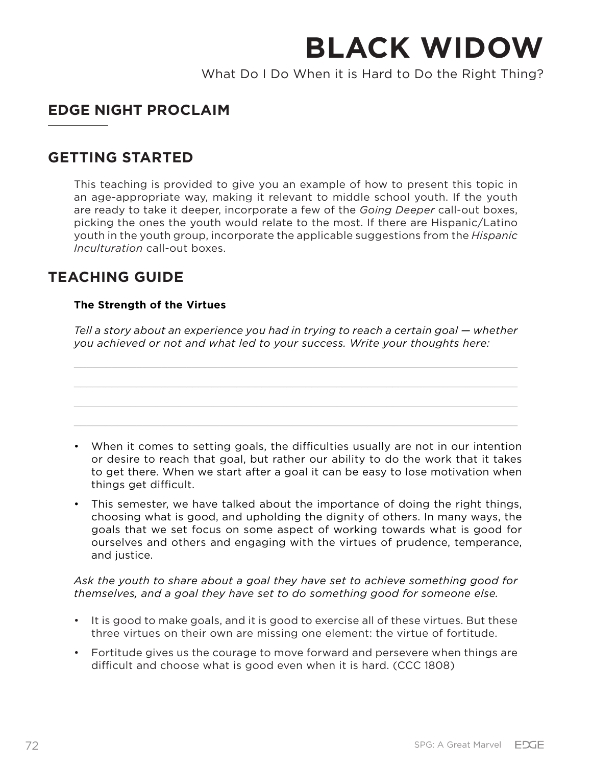# BLACK WIDOW

What Do I Do When it is Hard to Do the Right Thing?

## EDGE NIGHT PROCLAIM

## GETTING STARTED

This teaching is provided to give you an example of how to present this topic in an age-appropriate way, making it relevant to middle school youth. If the youth are ready to take it deeper, incorporate a few of the *Going Deeper* call-out boxes, picking the ones the youth would relate to the most. If there are Hispanic/Latino youth in the youth group, incorporate the applicable suggestions from the *Hispanic Inculturation* call-out boxes.

## TEACHING GUIDE

### The Strength of the Virtues

*Tell a story about an experience you had in trying to reach a certain goal — whether you achieved or not and what led to your success. Write your thoughts here:*

---

---

---

---

- When it comes to setting goals, the difficulties usually are not in our intention or desire to reach that goal, but rather our ability to do the work that it takes to get there. When we start after a goal it can be easy to lose motivation when things get difficult.
- This semester, we have talked about the importance of doing the right things, choosing what is good, and upholding the dignity of others. In many ways, the goals that we set focus on some aspect of working towards what is good for ourselves and others and engaging with the virtues of prudence, temperance, and justice.

*Ask the youth to share about a goal they have set to achieve something good for themselves, and a goal they have set to do something good for someone else.*

- It is good to make goals, and it is good to exercise all of these virtues. But these three virtues on their own are missing one element: the virtue of fortitude.
- Fortitude gives us the courage to move forward and persevere when things are difficult and choose what is good even when it is hard. (CCC 1808)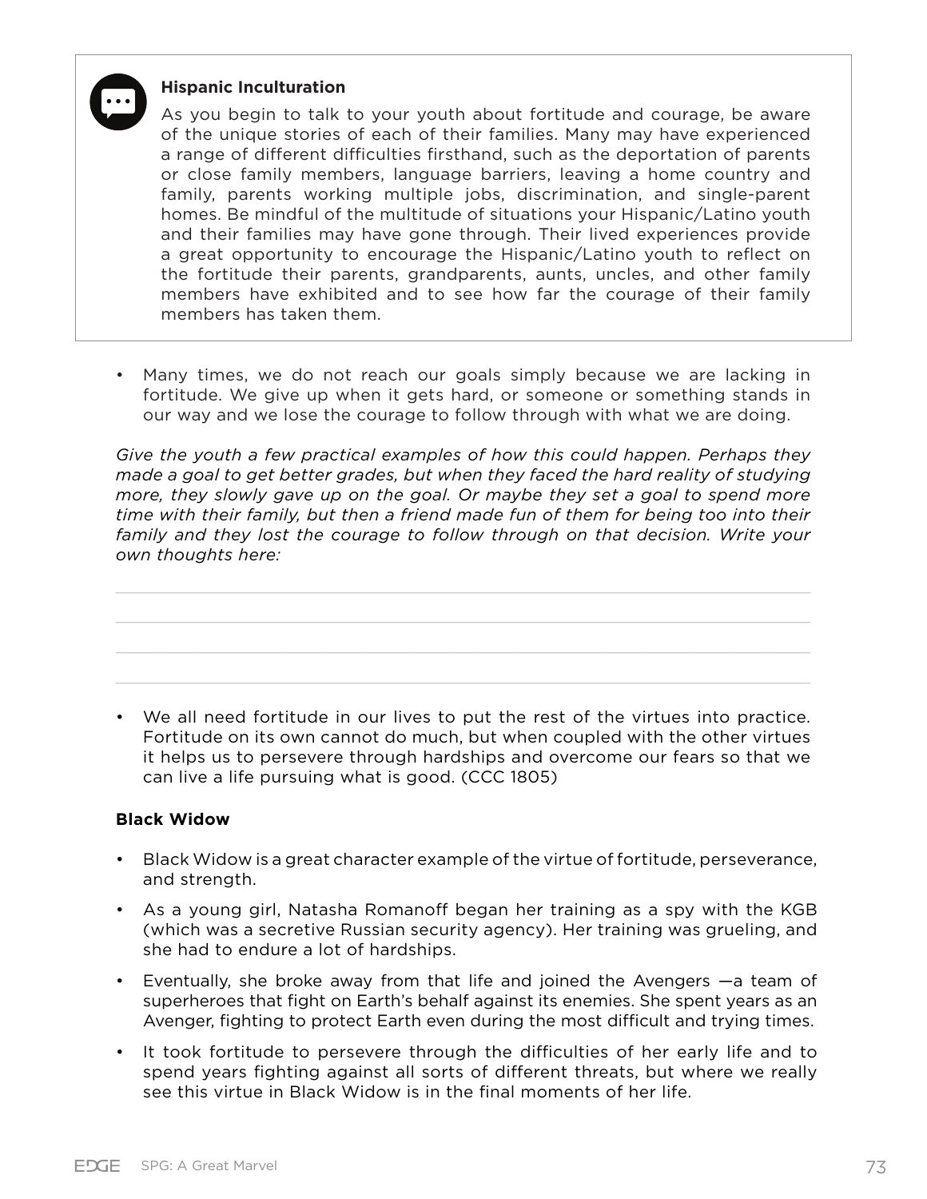**Hispanic Inculturation**

As you begin to talk to your youth about fortitude and courage, be aware of the unique stories of each of their families. Many may have experienced a range of different difficulties firsthand, such as the deportation of parents or close family members, language barriers, leaving a home country and family, parents working multiple jobs, discrimination, and single-parent homes. Be mindful of the multitude of situations your Hispanic/Latino youth and their families may have gone through. Their lived experiences provide a great opportunity to encourage the Hispanic/Latino youth to reflect on the fortitude their parents, grandparents, aunts, uncles, and other family members have exhibited and to see how far the courage of their family members has taken them.

- Many times, we do not reach our goals simply because we are lacking in fortitude. We give up when it gets hard, or someone or something stands in our way and we lose the courage to follow through with what we are doing.

*Give the youth a few practical examples of how this could happen. Perhaps they made a goal to get better grades, but when they faced the hard reality of studying more, they slowly gave up on the goal. Or maybe they set a goal to spend more time with their family, but then a friend made fun of them for being too into their family and they lost the courage to follow through on that decision. Write your own thoughts here:*

---

---

---

---

- We all need fortitude in our lives to put the rest of the virtues into practice. Fortitude on its own cannot do much, but when coupled with the other virtues it helps us to persevere through hardships and overcome our fears so that we can live a life pursuing what is good. (CCC 1805)

**Black Widow**

- Black Widow is a great character example of the virtue of fortitude, perseverance, and strength.
- As a young girl, Natasha Romanoff began her training as a spy with the KGB (which was a secretive Russian security agency). Her training was grueling, and she had to endure a lot of hardships.
- Eventually, she broke away from that life and joined the Avengers —a team of superheroes that fight on Earth's behalf against its enemies. She spent years as an Avenger, fighting to protect Earth even during the most difficult and trying times.
- It took fortitude to persevere through the difficulties of her early life and to spend years fighting against all sorts of different threats, but where we really see this virtue in Black Widow is in the final moments of her life.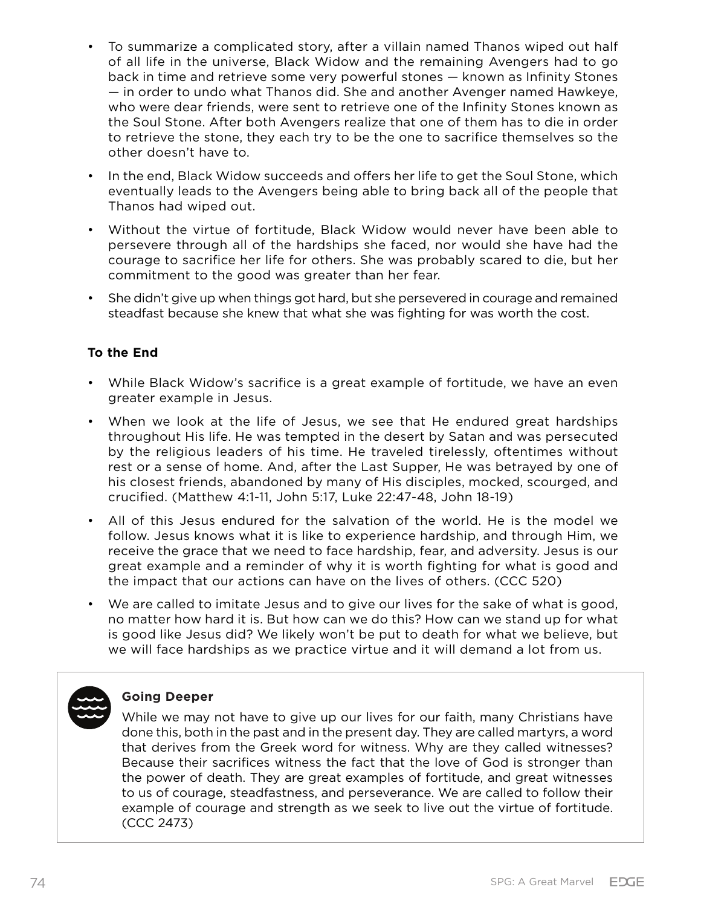- To summarize a complicated story, after a villain named Thanos wiped out half of all life in the universe, Black Widow and the remaining Avengers had to go back in time and retrieve some very powerful stones — known as Infinity Stones — in order to undo what Thanos did. She and another Avenger named Hawkeye, who were dear friends, were sent to retrieve one of the Infinity Stones known as the Soul Stone. After both Avengers realize that one of them has to die in order to retrieve the stone, they each try to be the one to sacrifice themselves so the other doesn't have to.
- In the end, Black Widow succeeds and offers her life to get the Soul Stone, which eventually leads to the Avengers being able to bring back all of the people that Thanos had wiped out.
- Without the virtue of fortitude, Black Widow would never have been able to persevere through all of the hardships she faced, nor would she have had the courage to sacrifice her life for others. She was probably scared to die, but her commitment to the good was greater than her fear.
- She didn't give up when things got hard, but she persevered in courage and remained steadfast because she knew that what she was fighting for was worth the cost.

**To the End**

- While Black Widow's sacrifice is a great example of fortitude, we have an even greater example in Jesus.
- When we look at the life of Jesus, we see that He endured great hardships throughout His life. He was tempted in the desert by Satan and was persecuted by the religious leaders of his time. He traveled tirelessly, oftentimes without rest or a sense of home. And, after the Last Supper, He was betrayed by one of his closest friends, abandoned by many of His disciples, mocked, scourged, and crucified. (Matthew 4:1-11, John 5:17, Luke 22:47-48, John 18-19)
- All of this Jesus endured for the salvation of the world. He is the model we follow. Jesus knows what it is like to experience hardship, and through Him, we receive the grace that we need to face hardship, fear, and adversity. Jesus is our great example and a reminder of why it is worth fighting for what is good and the impact that our actions can have on the lives of others. (CCC 520)
- We are called to imitate Jesus and to give our lives for the sake of what is good, no matter how hard it is. But how can we do this? How can we stand up for what is good like Jesus did? We likely won't be put to death for what we believe, but we will face hardships as we practice virtue and it will demand a lot from us.

**Going Deeper**

While we may not have to give up our lives for our faith, many Christians have done this, both in the past and in the present day. They are called martyrs, a word that derives from the Greek word for witness. Why are they called witnesses? Because their sacrifices witness the fact that the love of God is stronger than the power of death. They are great examples of fortitude, and great witnesses to us of courage, steadfastness, and perseverance. We are called to follow their example of courage and strength as we seek to live out the virtue of fortitude. (CCC 2473)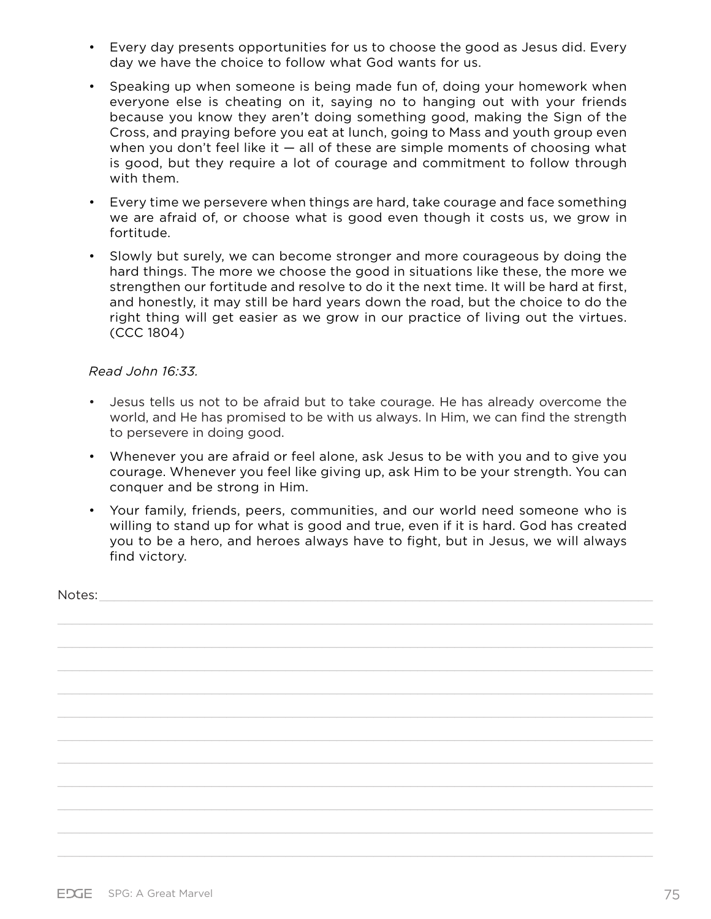- Every day presents opportunities for us to choose the good as Jesus did. Every day we have the choice to follow what God wants for us.
- Speaking up when someone is being made fun of, doing your homework when everyone else is cheating on it, saying no to hanging out with your friends because you know they aren't doing something good, making the Sign of the Cross, and praying before you eat at lunch, going to Mass and youth group even when you don't feel like it — all of these are simple moments of choosing what is good, but they require a lot of courage and commitment to follow through with them.
- Every time we persevere when things are hard, take courage and face something we are afraid of, or choose what is good even though it costs us, we grow in fortitude.
- Slowly but surely, we can become stronger and more courageous by doing the hard things. The more we choose the good in situations like these, the more we strengthen our fortitude and resolve to do it the next time. It will be hard at first, and honestly, it may still be hard years down the road, but the choice to do the right thing will get easier as we grow in our practice of living out the virtues. (CCC 1804)

*Read John 16:33.*

- Jesus tells us not to be afraid but to take courage. He has already overcome the world, and He has promised to be with us always. In Him, we can find the strength to persevere in doing good.
- Whenever you are afraid or feel alone, ask Jesus to be with you and to give you courage. Whenever you feel like giving up, ask Him to be your strength. You can conquer and be strong in Him.
- Your family, friends, peers, communities, and our world need someone who is willing to stand up for what is good and true, even if it is hard. God has created you to be a hero, and heroes always have to fight, but in Jesus, we will always find victory.

Notes: